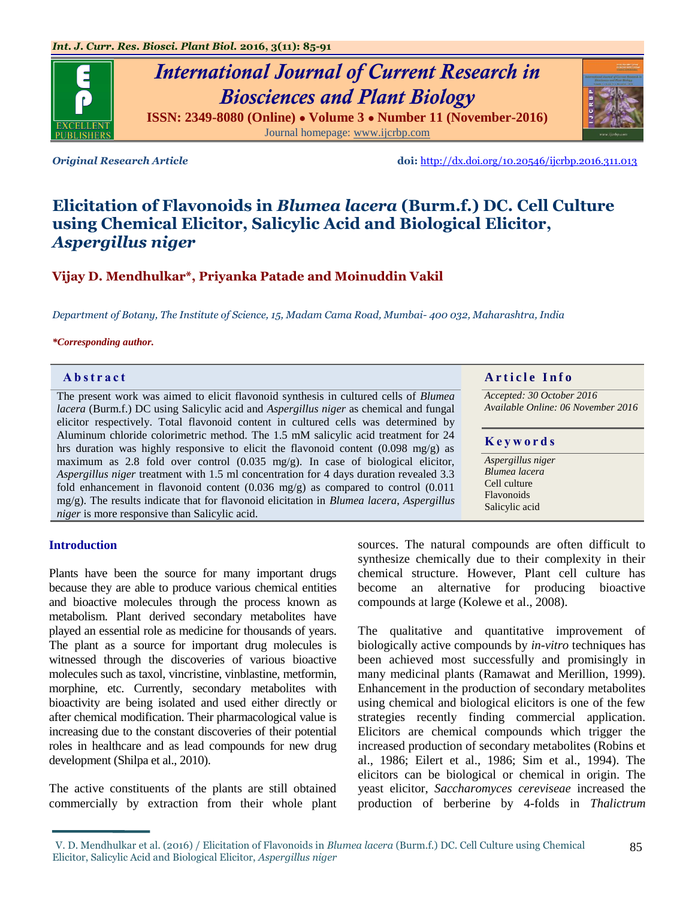*Original Research Article* **doi:** http://dx.doi.org/10.20546/ijcrbp.2016.311.013

# Elicitation of Flavonoids in *Blumea lacera* (Burm.f.) DC. Cell Culture using Chemical Elicitor, Salicylic Acid and Biological Elicitor, *Aspergillus niger*

**Vijay D. Mendhulkar\*, Priyanka Patade and Moinuddin Vakil**

*Department of Botany, The Institute of Science, 15, Madam Cama Road, Mumbai- 400 032, Maharashtra, India*

***Corresponding author.**

## Abstract

The present work was aimed to elicit flavonoid synthesis in cultured cells of *Blumea lacera* (Burm.f.) DC using Salicylic acid and *Aspergillus niger* as chemical and fungal elicitor respectively. Total flavonoid content in cultured cells was determined by Aluminum chloride colorimetric method. The 1.5 mM salicylic acid treatment for 24 hrs duration was highly responsive to elicit the flavonoid content (0.098 mg/g) as maximum as 2.8 fold over control (0.035 mg/g). In case of biological elicitor, *Aspergillus niger* treatment with 1.5 ml concentration for 4 days duration revealed 3.3 fold enhancement in flavonoid content (0.036 mg/g) as compared to control (0.011 mg/g). The results indicate that for flavonoid elicitation in *Blumea lacera*, *Aspergillus niger* is more responsive than Salicylic acid.

## Article Info

*Accepted: 30 October 2016*
*Available Online: 06 November 2016*

## Keywords

*Aspergillus niger*
*Blumea lacera*
Cell culture
Flavonoids
Salicylic acid

## Introduction

Plants have been the source for many important drugs because they are able to produce various chemical entities and bioactive molecules through the process known as metabolism. Plant derived secondary metabolites have played an essential role as medicine for thousands of years. The plant as a source for important drug molecules is witnessed through the discoveries of various bioactive molecules such as taxol, vincristine, vinblastine, metformin, morphine, etc. Currently, secondary metabolites with bioactivity are being isolated and used either directly or after chemical modification. Their pharmacological value is increasing due to the constant discoveries of their potential roles in healthcare and as lead compounds for new drug development (Shilpa et al., 2010).

The active constituents of the plants are still obtained commercially by extraction from their whole plant sources. The natural compounds are often difficult to synthesize chemically due to their complexity in their chemical structure. However, Plant cell culture has become an alternative for producing bioactive compounds at large (Kolewe et al., 2008).

The qualitative and quantitative improvement of biologically active compounds by *in-vitro* techniques has been achieved most successfully and promisingly in many medicinal plants (Ramawat and Merillion, 1999). Enhancement in the production of secondary metabolites using chemical and biological elicitors is one of the few strategies recently finding commercial application. Elicitors are chemical compounds which trigger the increased production of secondary metabolites (Robins et al., 1986; Eilert et al., 1986; Sim et al., 1994). The elicitors can be biological or chemical in origin. The yeast elicitor, *Saccharomyces cereviseae* increased the production of berberine by 4-folds in *Thalictrum*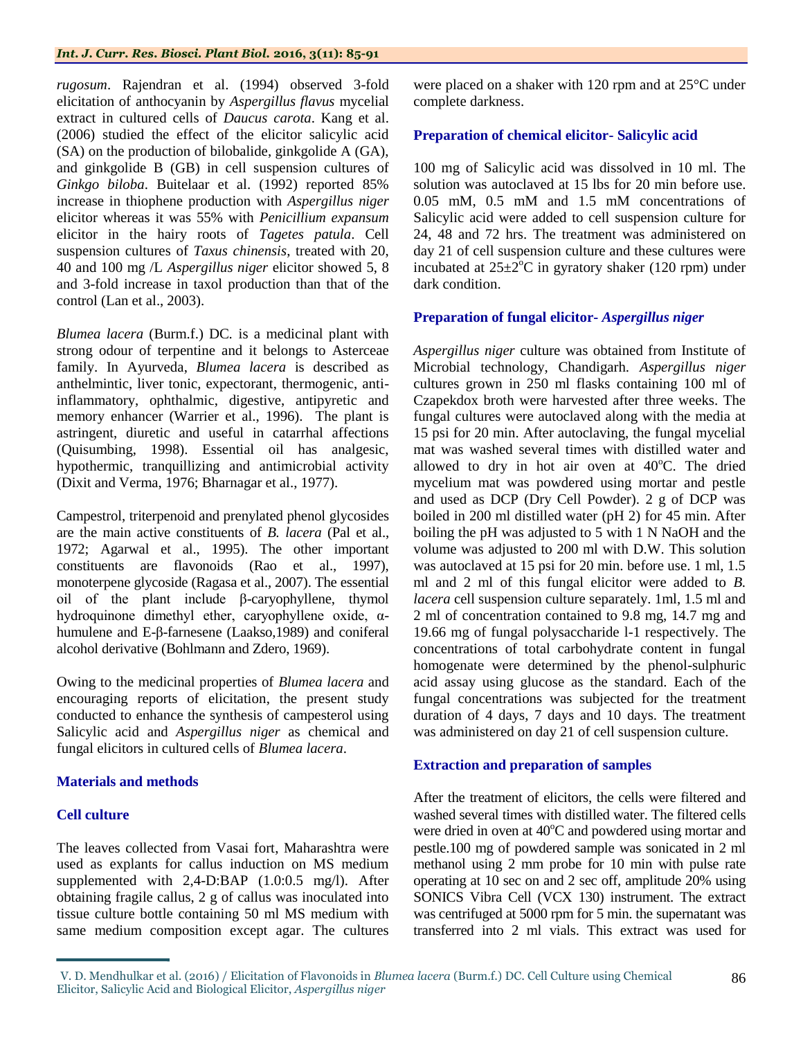*rugosum*. Rajendran et al. (1994) observed 3-fold elicitation of anthocyanin by *Aspergillus flavus* mycelial extract in cultured cells of *Daucus carota*. Kang et al. (2006) studied the effect of the elicitor salicylic acid (SA) on the production of bilobalide, ginkgolide A (GA), and ginkgolide B (GB) in cell suspension cultures of *Ginkgo biloba*. Buitelaar et al. (1992) reported 85% increase in thiophene production with *Aspergillus niger* elicitor whereas it was 55% with *Penicillium expansum* elicitor in the hairy roots of *Tagetes patula*. Cell suspension cultures of *Taxus chinensis*, treated with 20, 40 and 100 mg /L *Aspergillus niger* elicitor showed 5, 8 and 3-fold increase in taxol production than that of the control (Lan et al., 2003).

*Blumea lacera* (Burm.f.) DC. is a medicinal plant with strong odour of terpentine and it belongs to Asterceae family. In Ayurveda, *Blumea lacera* is described as anthelmintic, liver tonic, expectorant, thermogenic, anti-inflammatory, ophthalmic, digestive, antipyretic and memory enhancer (Warrier et al., 1996). The plant is astringent, diuretic and useful in catarrhal affections (Quisumbing, 1998). Essential oil has analgesic, hypothermic, tranquillizing and antimicrobial activity (Dixit and Verma, 1976; Bharnagar et al., 1977).

Campestrol, triterpenoid and prenylated phenol glycosides are the main active constituents of *B. lacera* (Pal et al., 1972; Agarwal et al., 1995). The other important constituents are flavonoids (Rao et al., 1997), monoterpene glycoside (Ragasa et al., 2007). The essential oil of the plant include β-caryophyllene, thymol hydroquinone dimethyl ether, caryophyllene oxide, α-humulene and E-β-farnesene (Laakso,1989) and coniferal alcohol derivative (Bohlmann and Zdero, 1969).

Owing to the medicinal properties of *Blumea lacera* and encouraging reports of elicitation, the present study conducted to enhance the synthesis of campesterol using Salicylic acid and *Aspergillus niger* as chemical and fungal elicitors in cultured cells of *Blumea lacera*.

## Materials and methods

### Cell culture

The leaves collected from Vasai fort, Maharashtra were used as explants for callus induction on MS medium supplemented with 2,4-D:BAP (1.0:0.5 mg/l). After obtaining fragile callus, 2 g of callus was inoculated into tissue culture bottle containing 50 ml MS medium with same medium composition except agar. The cultures were placed on a shaker with 120 rpm and at 25°C under complete darkness.

### Preparation of chemical elicitor- Salicylic acid

100 mg of Salicylic acid was dissolved in 10 ml. The solution was autoclaved at 15 lbs for 20 min before use. 0.05 mM, 0.5 mM and 1.5 mM concentrations of Salicylic acid were added to cell suspension culture for 24, 48 and 72 hrs. The treatment was administered on day 21 of cell suspension culture and these cultures were incubated at 25±2°C in gyratory shaker (120 rpm) under dark condition.

### Preparation of fungal elicitor- *Aspergillus niger*

*Aspergillus niger* culture was obtained from Institute of Microbial technology, Chandigarh. *Aspergillus niger* cultures grown in 250 ml flasks containing 100 ml of Czapekdox broth were harvested after three weeks. The fungal cultures were autoclaved along with the media at 15 psi for 20 min. After autoclaving, the fungal mycelial mat was washed several times with distilled water and allowed to dry in hot air oven at 40°C. The dried mycelium mat was powdered using mortar and pestle and used as DCP (Dry Cell Powder). 2 g of DCP was boiled in 200 ml distilled water (pH 2) for 45 min. After boiling the pH was adjusted to 5 with 1 N NaOH and the volume was adjusted to 200 ml with D.W. This solution was autoclaved at 15 psi for 20 min. before use. 1 ml, 1.5 ml and 2 ml of this fungal elicitor were added to *B. lacera* cell suspension culture separately. 1ml, 1.5 ml and 2 ml of concentration contained to 9.8 mg, 14.7 mg and 19.66 mg of fungal polysaccharide l-1 respectively. The concentrations of total carbohydrate content in fungal homogenate were determined by the phenol-sulphuric acid assay using glucose as the standard. Each of the fungal concentrations was subjected for the treatment duration of 4 days, 7 days and 10 days. The treatment was administered on day 21 of cell suspension culture.

### Extraction and preparation of samples

After the treatment of elicitors, the cells were filtered and washed several times with distilled water. The filtered cells were dried in oven at 40°C and powdered using mortar and pestle.100 mg of powdered sample was sonicated in 2 ml methanol using 2 mm probe for 10 min with pulse rate operating at 10 sec on and 2 sec off, amplitude 20% using SONICS Vibra Cell (VCX 130) instrument. The extract was centrifuged at 5000 rpm for 5 min. the supernatant was transferred into 2 ml vials. This extract was used for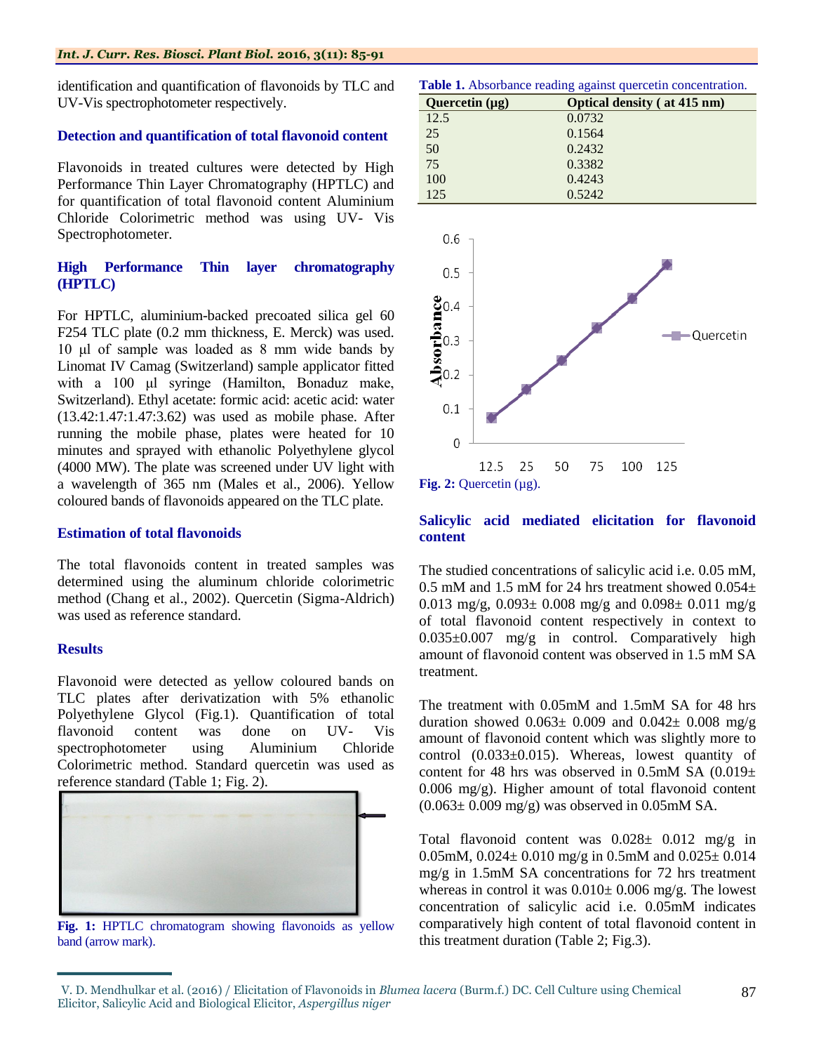identification and quantification of flavonoids by TLC and UV-Vis spectrophotometer respectively.

### Detection and quantification of total flavonoid content

Flavonoids in treated cultures were detected by High Performance Thin Layer Chromatography (HPTLC) and for quantification of total flavonoid content Aluminium Chloride Colorimetric method was using UV- Vis Spectrophotometer.

### High Performance Thin layer chromatography (HPTLC)

For HPTLC, aluminium-backed precoated silica gel 60 F254 TLC plate (0.2 mm thickness, E. Merck) was used. 10 µl of sample was loaded as 8 mm wide bands by Linomat IV Camag (Switzerland) sample applicator fitted with a 100 µl syringe (Hamilton, Bonaduz make, Switzerland). Ethyl acetate: formic acid: acetic acid: water (13.42:1.47:1.47:3.62) was used as mobile phase. After running the mobile phase, plates were heated for 10 minutes and sprayed with ethanolic Polyethylene glycol (4000 MW). The plate was screened under UV light with a wavelength of 365 nm (Males et al., 2006). Yellow coloured bands of flavonoids appeared on the TLC plate.

### Estimation of total flavonoids

The total flavonoids content in treated samples was determined using the aluminum chloride colorimetric method (Chang et al., 2002). Quercetin (Sigma-Aldrich) was used as reference standard.

## Results

Flavonoid were detected as yellow coloured bands on TLC plates after derivatization with 5% ethanolic Polyethylene Glycol (Fig.1). Quantification of total flavonoid content was done on UV- Vis spectrophotometer using Aluminium Chloride Colorimetric method. Standard quercetin was used as reference standard (Table 1; Fig. 2).

**Fig. 1:** HPTLC chromatogram showing flavonoids as yellow band (arrow mark).

**Table 1.** Absorbance reading against quercetin concentration.

| Quercetin (µg) | Optical density ( at 415 nm) |
|---|---|
| 12.5 | 0.0732 |
| 25 | 0.1564 |
| 50 | 0.2432 |
| 75 | 0.3382 |
| 100 | 0.4243 |
| 125 | 0.5242 |

Absorbance
0.6
0.5
0.4
0.3
0.2
0.1
0
12.5 25 50 75 100 125
Quercetin

**Fig. 2:** Quercetin (µg).

### Salicylic acid mediated elicitation for flavonoid content

The studied concentrations of salicylic acid i.e. 0.05 mM, 0.5 mM and 1.5 mM for 24 hrs treatment showed 0.054± 0.013 mg/g, 0.093± 0.008 mg/g and 0.098± 0.011 mg/g of total flavonoid content respectively in context to 0.035±0.007 mg/g in control. Comparatively high amount of flavonoid content was observed in 1.5 mM SA treatment.

The treatment with 0.05mM and 1.5mM SA for 48 hrs duration showed 0.063± 0.009 and 0.042± 0.008 mg/g amount of flavonoid content which was slightly more to control (0.033±0.015). Whereas, lowest quantity of content for 48 hrs was observed in 0.5mM SA (0.019± 0.006 mg/g). Higher amount of total flavonoid content (0.063± 0.009 mg/g) was observed in 0.05mM SA.

Total flavonoid content was 0.028± 0.012 mg/g in 0.05mM, 0.024± 0.010 mg/g in 0.5mM and 0.025± 0.014 mg/g in 1.5mM SA concentrations for 72 hrs treatment whereas in control it was 0.010± 0.006 mg/g. The lowest concentration of salicylic acid i.e. 0.05mM indicates comparatively high content of total flavonoid content in this treatment duration (Table 2; Fig.3).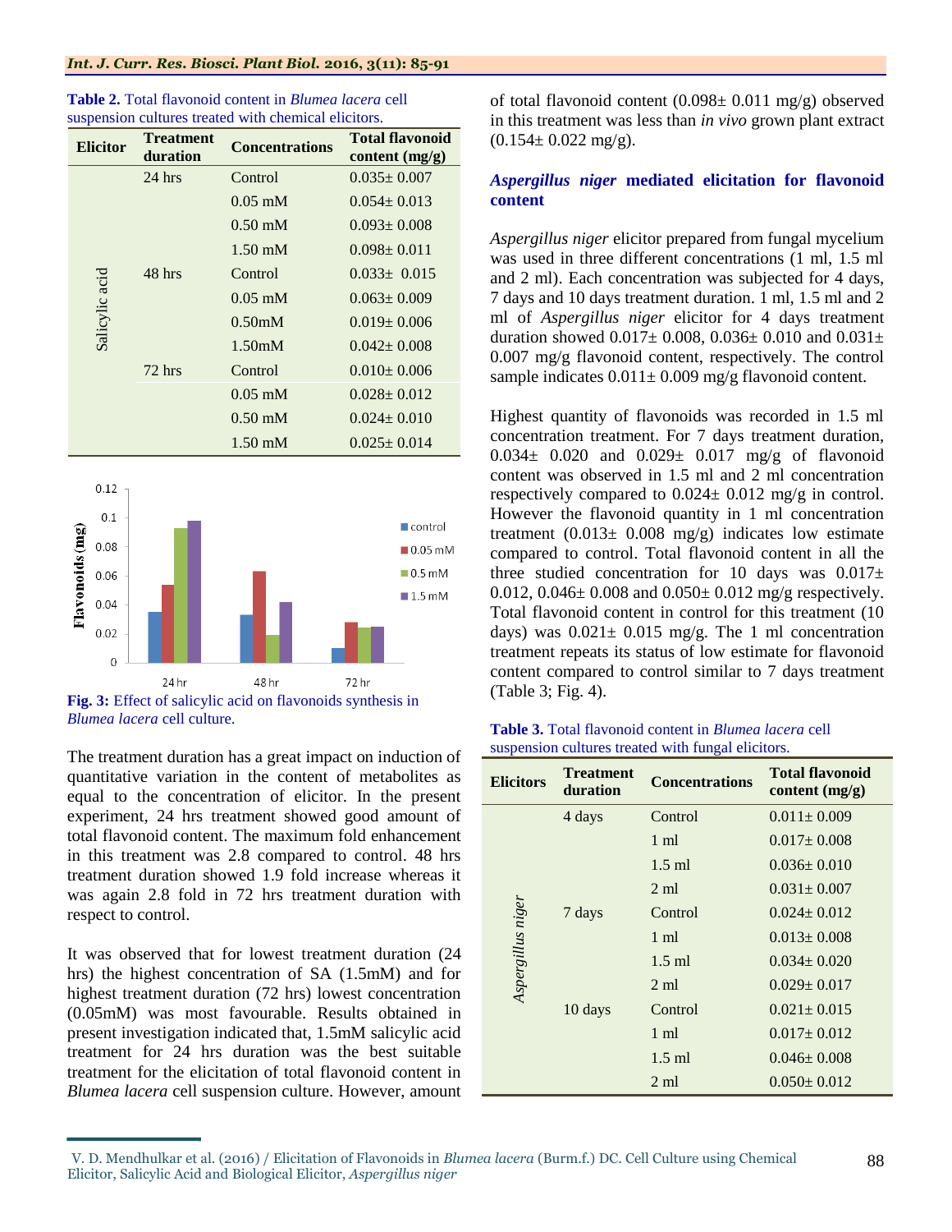**Table 2.** Total flavonoid content in *Blumea lacera* cell suspension cultures treated with chemical elicitors.

| Elicitor | Treatment duration | Concentrations | Total flavonoid content (mg/g) |
|---|---|---|---|
| Salicylic acid | 24 hrs | Control | 0.035± 0.007 |
| | | 0.05 mM | 0.054± 0.013 |
| | | 0.50 mM | 0.093± 0.008 |
| | | 1.50 mM | 0.098± 0.011 |
| | 48 hrs | Control | 0.033± 0.015 |
| | | 0.05 mM | 0.063± 0.009 |
| | | 0.50mM | 0.019± 0.006 |
| | | 1.50mM | 0.042± 0.008 |
| | 72 hrs | Control | 0.010± 0.006 |
| | | 0.05 mM | 0.028± 0.012 |
| | | 0.50 mM | 0.024± 0.010 |
| | | 1.50 mM | 0.025± 0.014 |

Flavonoids (mg)
0.12
0.1
0.08
0.06
0.04
0.02
0
24 hr
48 hr
72 hr
control
0.05 mM
0.5 mM
1.5 mM

**Fig. 3:** Effect of salicylic acid on flavonoids synthesis in *Blumea lacera* cell culture.

The treatment duration has a great impact on induction of quantitative variation in the content of metabolites as equal to the concentration of elicitor. In the present experiment, 24 hrs treatment showed good amount of total flavonoid content. The maximum fold enhancement in this treatment was 2.8 compared to control. 48 hrs treatment duration showed 1.9 fold increase whereas it was again 2.8 fold in 72 hrs treatment duration with respect to control.

It was observed that for lowest treatment duration (24 hrs) the highest concentration of SA (1.5mM) and for highest treatment duration (72 hrs) lowest concentration (0.05mM) was most favourable. Results obtained in present investigation indicated that, 1.5mM salicylic acid treatment for 24 hrs duration was the best suitable treatment for the elicitation of total flavonoid content in *Blumea lacera* cell suspension culture. However, amount of total flavonoid content (0.098± 0.011 mg/g) observed in this treatment was less than *in vivo* grown plant extract (0.154± 0.022 mg/g).

### *Aspergillus niger* mediated elicitation for flavonoid content

*Aspergillus niger* elicitor prepared from fungal mycelium was used in three different concentrations (1 ml, 1.5 ml and 2 ml). Each concentration was subjected for 4 days, 7 days and 10 days treatment duration. 1 ml, 1.5 ml and 2 ml of *Aspergillus niger* elicitor for 4 days treatment duration showed 0.017± 0.008, 0.036± 0.010 and 0.031± 0.007 mg/g flavonoid content, respectively. The control sample indicates 0.011± 0.009 mg/g flavonoid content.

Highest quantity of flavonoids was recorded in 1.5 ml concentration treatment. For 7 days treatment duration, 0.034± 0.020 and 0.029± 0.017 mg/g of flavonoid content was observed in 1.5 ml and 2 ml concentration respectively compared to 0.024± 0.012 mg/g in control. However the flavonoid quantity in 1 ml concentration treatment (0.013± 0.008 mg/g) indicates low estimate compared to control. Total flavonoid content in all the three studied concentration for 10 days was 0.017± 0.012, 0.046± 0.008 and 0.050± 0.012 mg/g respectively. Total flavonoid content in control for this treatment (10 days) was 0.021± 0.015 mg/g. The 1 ml concentration treatment repeats its status of low estimate for flavonoid content compared to control similar to 7 days treatment (Table 3; Fig. 4).

**Table 3.** Total flavonoid content in *Blumea lacera* cell suspension cultures treated with fungal elicitors.

| Elicitors | Treatment duration | Concentrations | Total flavonoid content (mg/g) |
|---|---|---|---|
| *Aspergillus niger* | 4 days | Control | 0.011± 0.009 |
| | | 1 ml | 0.017± 0.008 |
| | | 1.5 ml | 0.036± 0.010 |
| | | 2 ml | 0.031± 0.007 |
| | 7 days | Control | 0.024± 0.012 |
| | | 1 ml | 0.013± 0.008 |
| | | 1.5 ml | 0.034± 0.020 |
| | | 2 ml | 0.029± 0.017 |
| | 10 days | Control | 0.021± 0.015 |
| | | 1 ml | 0.017± 0.012 |
| | | 1.5 ml | 0.046± 0.008 |
| | | 2 ml | 0.050± 0.012 |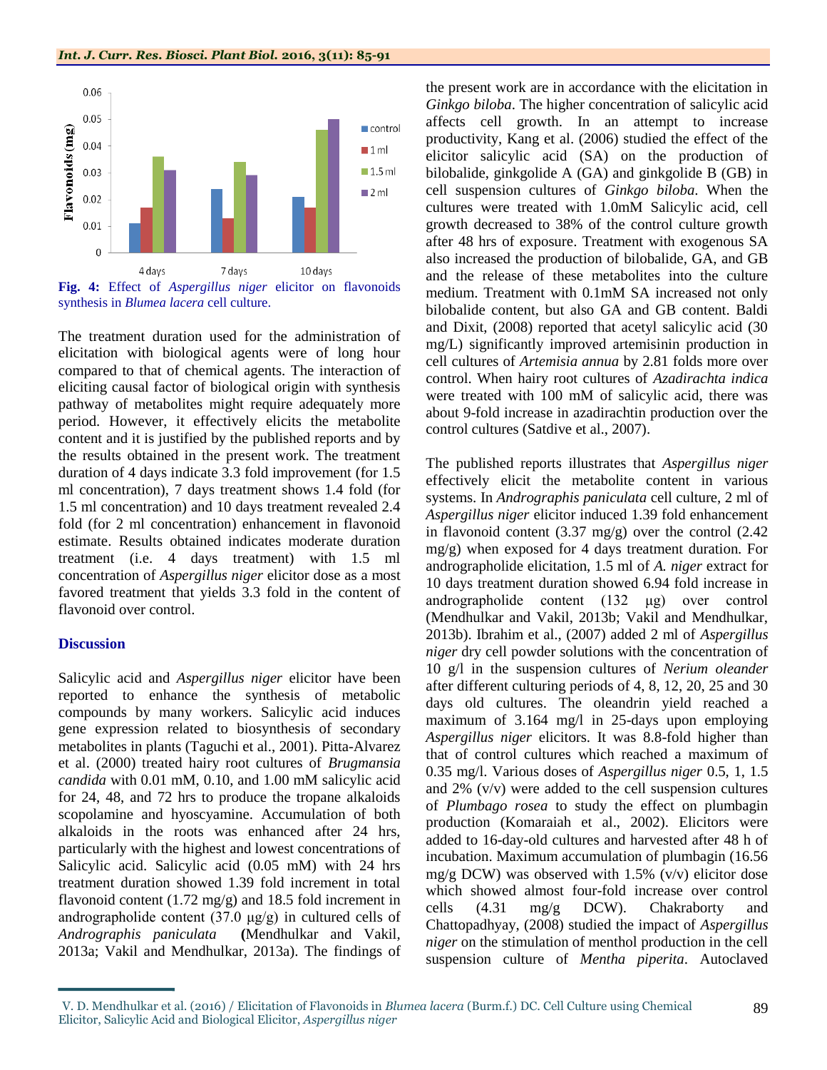0.06
0.05
0.04
0.03
0.02
0.01
0

Flavonoids (mg)

control
1 ml
1.5 ml
2 ml

4 days
7 days
10 days

**Fig. 4:** Effect of *Aspergillus niger* elicitor on flavonoids synthesis in *Blumea lacera* cell culture.

The treatment duration used for the administration of elicitation with biological agents were of long hour compared to that of chemical agents. The interaction of eliciting causal factor of biological origin with synthesis pathway of metabolites might require adequately more period. However, it effectively elicits the metabolite content and it is justified by the published reports and by the results obtained in the present work. The treatment duration of 4 days indicate 3.3 fold improvement (for 1.5 ml concentration), 7 days treatment shows 1.4 fold (for 1.5 ml concentration) and 10 days treatment revealed 2.4 fold (for 2 ml concentration) enhancement in flavonoid estimate. Results obtained indicates moderate duration treatment (i.e. 4 days treatment) with 1.5 ml concentration of *Aspergillus niger* elicitor dose as a most favored treatment that yields 3.3 fold in the content of flavonoid over control.

## Discussion

Salicylic acid and *Aspergillus niger* elicitor have been reported to enhance the synthesis of metabolic compounds by many workers. Salicylic acid induces gene expression related to biosynthesis of secondary metabolites in plants (Taguchi et al., 2001). Pitta-Alvarez et al. (2000) treated hairy root cultures of *Brugmansia candida* with 0.01 mM, 0.10, and 1.00 mM salicylic acid for 24, 48, and 72 hrs to produce the tropane alkaloids scopolamine and hyoscyamine. Accumulation of both alkaloids in the roots was enhanced after 24 hrs, particularly with the highest and lowest concentrations of Salicylic acid. Salicylic acid (0.05 mM) with 24 hrs treatment duration showed 1.39 fold increment in total flavonoid content (1.72 mg/g) and 18.5 fold increment in andrographolide content (37.0 µg/g) in cultured cells of *Andrographis paniculata* (Mendhulkar and Vakil, 2013a; Vakil and Mendhulkar, 2013a). The findings of the present work are in accordance with the elicitation in *Ginkgo biloba*. The higher concentration of salicylic acid affects cell growth. In an attempt to increase productivity, Kang et al. (2006) studied the effect of the elicitor salicylic acid (SA) on the production of bilobalide, ginkgolide A (GA) and ginkgolide B (GB) in cell suspension cultures of *Ginkgo biloba*. When the cultures were treated with 1.0mM Salicylic acid, cell growth decreased to 38% of the control culture growth after 48 hrs of exposure. Treatment with exogenous SA also increased the production of bilobalide, GA, and GB and the release of these metabolites into the culture medium. Treatment with 0.1mM SA increased not only bilobalide content, but also GA and GB content. Baldi and Dixit, (2008) reported that acetyl salicylic acid (30 mg/L) significantly improved artemisinin production in cell cultures of *Artemisia annua* by 2.81 folds more over control. When hairy root cultures of *Azadirachta indica* were treated with 100 mM of salicylic acid, there was about 9-fold increase in azadirachtin production over the control cultures (Satdive et al., 2007).

The published reports illustrates that *Aspergillus niger* effectively elicit the metabolite content in various systems. In *Andrographis paniculata* cell culture, 2 ml of *Aspergillus niger* elicitor induced 1.39 fold enhancement in flavonoid content (3.37 mg/g) over the control (2.42 mg/g) when exposed for 4 days treatment duration. For andrographolide elicitation, 1.5 ml of *A. niger* extract for 10 days treatment duration showed 6.94 fold increase in andrographolide content (132 µg) over control (Mendhulkar and Vakil, 2013b; Vakil and Mendhulkar, 2013b). Ibrahim et al., (2007) added 2 ml of *Aspergillus niger* dry cell powder solutions with the concentration of 10 g/l in the suspension cultures of *Nerium oleander* after different culturing periods of 4, 8, 12, 20, 25 and 30 days old cultures. The oleandrin yield reached a maximum of 3.164 mg/l in 25-days upon employing *Aspergillus niger* elicitors. It was 8.8-fold higher than that of control cultures which reached a maximum of 0.35 mg/l. Various doses of *Aspergillus niger* 0.5, 1, 1.5 and 2% (v/v) were added to the cell suspension cultures of *Plumbago rosea* to study the effect on plumbagin production (Komaraiah et al., 2002). Elicitors were added to 16-day-old cultures and harvested after 48 h of incubation. Maximum accumulation of plumbagin (16.56 mg/g DCW) was observed with 1.5% (v/v) elicitor dose which showed almost four-fold increase over control cells (4.31 mg/g DCW). Chakraborty and Chattopadhyay, (2008) studied the impact of *Aspergillus niger* on the stimulation of menthol production in the cell suspension culture of *Mentha piperita*. Autoclaved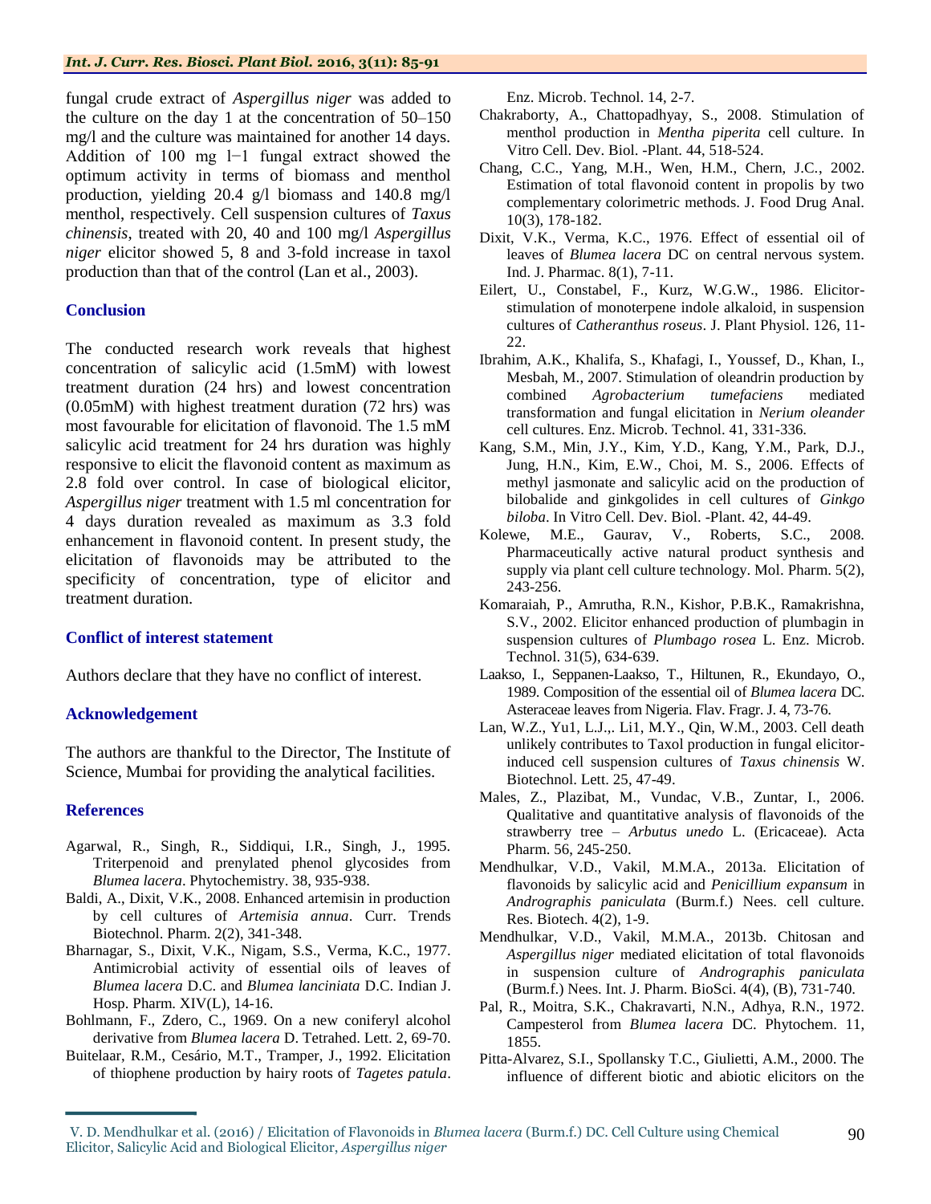fungal crude extract of *Aspergillus niger* was added to the culture on the day 1 at the concentration of 50–150 mg/l and the culture was maintained for another 14 days. Addition of 100 mg l−1 fungal extract showed the optimum activity in terms of biomass and menthol production, yielding 20.4 g/l biomass and 140.8 mg/l menthol, respectively. Cell suspension cultures of *Taxus chinensis*, treated with 20, 40 and 100 mg/l *Aspergillus niger* elicitor showed 5, 8 and 3-fold increase in taxol production than that of the control (Lan et al., 2003).

## Conclusion

The conducted research work reveals that highest concentration of salicylic acid (1.5mM) with lowest treatment duration (24 hrs) and lowest concentration (0.05mM) with highest treatment duration (72 hrs) was most favourable for elicitation of flavonoid. The 1.5 mM salicylic acid treatment for 24 hrs duration was highly responsive to elicit the flavonoid content as maximum as 2.8 fold over control. In case of biological elicitor, *Aspergillus niger* treatment with 1.5 ml concentration for 4 days duration revealed as maximum as 3.3 fold enhancement in flavonoid content. In present study, the elicitation of flavonoids may be attributed to the specificity of concentration, type of elicitor and treatment duration.

## Conflict of interest statement

Authors declare that they have no conflict of interest.

## Acknowledgement

The authors are thankful to the Director, The Institute of Science, Mumbai for providing the analytical facilities.

## References

Agarwal, R., Singh, R., Siddiqui, I.R., Singh, J., 1995. Triterpenoid and prenylated phenol glycosides from *Blumea lacera*. Phytochemistry. 38, 935-938.

Baldi, A., Dixit, V.K., 2008. Enhanced artemisin in production by cell cultures of *Artemisia annua*. Curr. Trends Biotechnol. Pharm. 2(2), 341-348.

Bharnagar, S., Dixit, V.K., Nigam, S.S., Verma, K.C., 1977. Antimicrobial activity of essential oils of leaves of *Blumea lacera* D.C. and *Blumea lanciniata* D.C. Indian J. Hosp. Pharm. XIV(L), 14-16.

Bohlmann, F., Zdero, C., 1969. On a new coniferyl alcohol derivative from *Blumea lacera* D. Tetrahed. Lett. 2, 69-70.

Buitelaar, R.M., Cesário, M.T., Tramper, J., 1992. Elicitation of thiophene production by hairy roots of *Tagetes patula*. Enz. Microb. Technol. 14, 2-7.

Chakraborty, A., Chattopadhyay, S., 2008. Stimulation of menthol production in *Mentha piperita* cell culture. In Vitro Cell. Dev. Biol. -Plant. 44, 518-524.

Chang, C.C., Yang, M.H., Wen, H.M., Chern, J.C., 2002. Estimation of total flavonoid content in propolis by two complementary colorimetric methods. J. Food Drug Anal. 10(3), 178-182.

Dixit, V.K., Verma, K.C., 1976. Effect of essential oil of leaves of *Blumea lacera* DC on central nervous system. Ind. J. Pharmac. 8(1), 7-11.

Eilert, U., Constabel, F., Kurz, W.G.W., 1986. Elicitor-stimulation of monoterpene indole alkaloid, in suspension cultures of *Catheranthus roseus*. J. Plant Physiol. 126, 11-22.

Ibrahim, A.K., Khalifa, S., Khafagi, I., Youssef, D., Khan, I., Mesbah, M., 2007. Stimulation of oleandrin production by combined *Agrobacterium tumefaciens* mediated transformation and fungal elicitation in *Nerium oleander* cell cultures. Enz. Microb. Technol. 41, 331-336.

Kang, S.M., Min, J.Y., Kim, Y.D., Kang, Y.M., Park, D.J., Jung, H.N., Kim, E.W., Choi, M. S., 2006. Effects of methyl jasmonate and salicylic acid on the production of bilobalide and ginkgolides in cell cultures of *Ginkgo biloba*. In Vitro Cell. Dev. Biol. -Plant. 42, 44-49.

Kolewe, M.E., Gaurav, V., Roberts, S.C., 2008. Pharmaceutically active natural product synthesis and supply via plant cell culture technology. Mol. Pharm. 5(2), 243-256.

Komaraiah, P., Amrutha, R.N., Kishor, P.B.K., Ramakrishna, S.V., 2002. Elicitor enhanced production of plumbagin in suspension cultures of *Plumbago rosea* L. Enz. Microb. Technol. 31(5), 634-639.

Laakso, I., Seppanen-Laakso, T., Hiltunen, R., Ekundayo, O., 1989. Composition of the essential oil of *Blumea lacera* DC. Asteraceae leaves from Nigeria. Flav. Fragr. J. 4, 73-76.

Lan, W.Z., Yu1, L.J.,. Li1, M.Y., Qin, W.M., 2003. Cell death unlikely contributes to Taxol production in fungal elicitor-induced cell suspension cultures of *Taxus chinensis* W. Biotechnol. Lett. 25, 47-49.

Males, Z., Plazibat, M., Vundac, V.B., Zuntar, I., 2006. Qualitative and quantitative analysis of flavonoids of the strawberry tree – *Arbutus unedo* L. (Ericaceae). Acta Pharm. 56, 245-250.

Mendhulkar, V.D., Vakil, M.M.A., 2013a. Elicitation of flavonoids by salicylic acid and *Penicillium expansum* in *Andrographis paniculata* (Burm.f.) Nees. cell culture. Res. Biotech. 4(2), 1-9.

Mendhulkar, V.D., Vakil, M.M.A., 2013b. Chitosan and *Aspergillus niger* mediated elicitation of total flavonoids in suspension culture of *Andrographis paniculata* (Burm.f.) Nees. Int. J. Pharm. BioSci. 4(4), (B), 731-740.

Pal, R., Moitra, S.K., Chakravarti, N.N., Adhya, R.N., 1972. Campesterol from *Blumea lacera* DC. Phytochem. 11, 1855.

Pitta-Alvarez, S.I., Spollansky T.C., Giulietti, A.M., 2000. The influence of different biotic and abiotic elicitors on the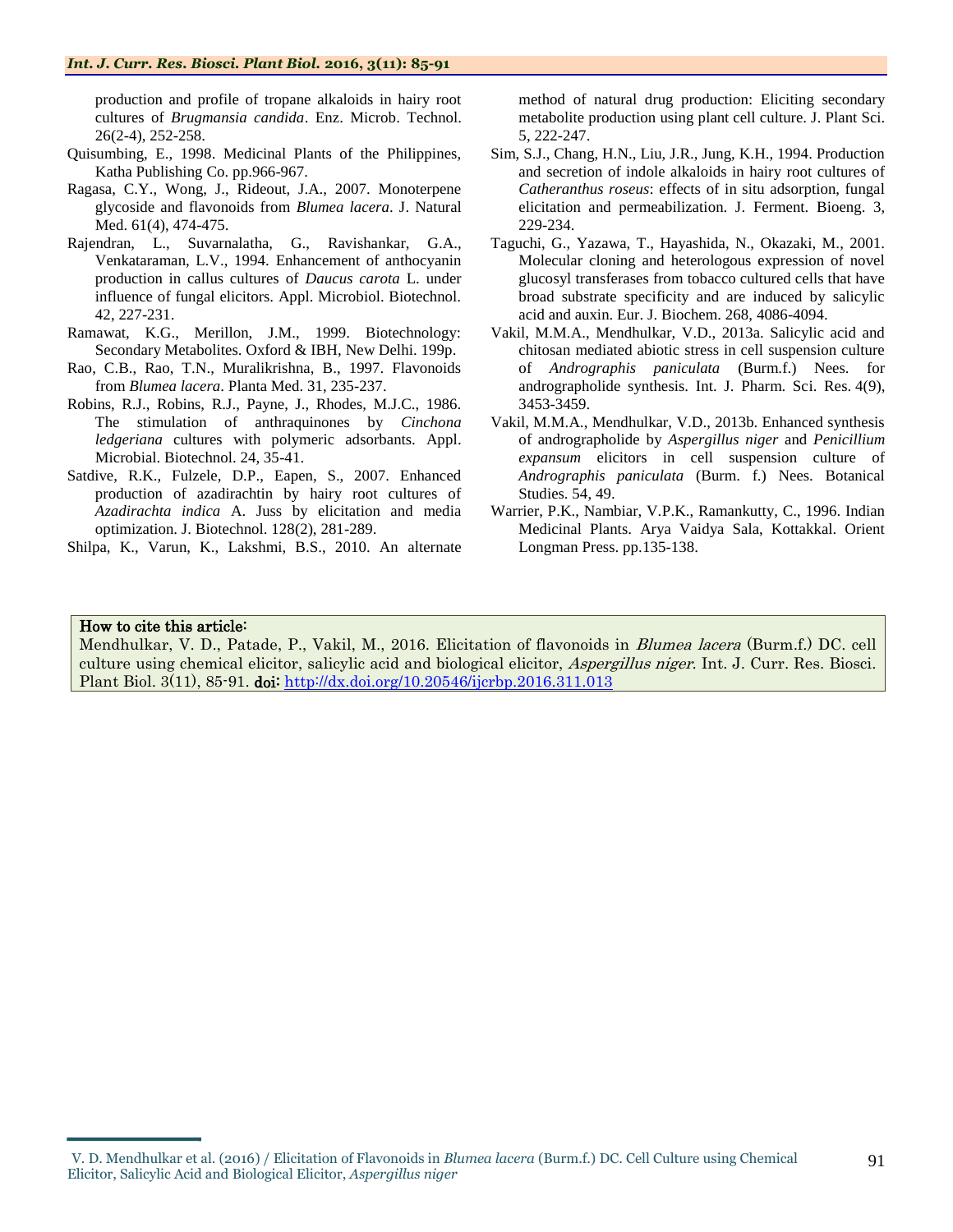production and profile of tropane alkaloids in hairy root cultures of *Brugmansia candida*. Enz. Microb. Technol. 26(2-4), 252-258.

Quisumbing, E., 1998. Medicinal Plants of the Philippines, Katha Publishing Co. pp.966-967.

Ragasa, C.Y., Wong, J., Rideout, J.A., 2007. Monoterpene glycoside and flavonoids from *Blumea lacera*. J. Natural Med. 61(4), 474-475.

Rajendran, L., Suvarnalatha, G., Ravishankar, G.A., Venkataraman, L.V., 1994. Enhancement of anthocyanin production in callus cultures of *Daucus carota* L. under influence of fungal elicitors. Appl. Microbiol. Biotechnol. 42, 227-231.

Ramawat, K.G., Merillon, J.M., 1999. Biotechnology: Secondary Metabolites. Oxford & IBH, New Delhi. 199p.

Rao, C.B., Rao, T.N., Muralikrishna, B., 1997. Flavonoids from *Blumea lacera*. Planta Med. 31, 235-237.

Robins, R.J., Robins, R.J., Payne, J., Rhodes, M.J.C., 1986. The stimulation of anthraquinones by *Cinchona ledgeriana* cultures with polymeric adsorbants. Appl. Microbial. Biotechnol. 24, 35-41.

Satdive, R.K., Fulzele, D.P., Eapen, S., 2007. Enhanced production of azadirachtin by hairy root cultures of *Azadirachta indica* A. Juss by elicitation and media optimization. J. Biotechnol. 128(2), 281-289.

Shilpa, K., Varun, K., Lakshmi, B.S., 2010. An alternate method of natural drug production: Eliciting secondary metabolite production using plant cell culture. J. Plant Sci. 5, 222-247.

Sim, S.J., Chang, H.N., Liu, J.R., Jung, K.H., 1994. Production and secretion of indole alkaloids in hairy root cultures of *Catheranthus roseus*: effects of in situ adsorption, fungal elicitation and permeabilization. J. Ferment. Bioeng. 3, 229-234.

Taguchi, G., Yazawa, T., Hayashida, N., Okazaki, M., 2001. Molecular cloning and heterologous expression of novel glucosyl transferases from tobacco cultured cells that have broad substrate specificity and are induced by salicylic acid and auxin. Eur. J. Biochem. 268, 4086-4094.

Vakil, M.M.A., Mendhulkar, V.D., 2013a. Salicylic acid and chitosan mediated abiotic stress in cell suspension culture of *Andrographis paniculata* (Burm.f.) Nees. for andrographolide synthesis. Int. J. Pharm. Sci. Res. 4(9), 3453-3459.

Vakil, M.M.A., Mendhulkar, V.D., 2013b. Enhanced synthesis of andrographolide by *Aspergillus niger* and *Penicillium expansum* elicitors in cell suspension culture of *Andrographis paniculata* (Burm. f.) Nees. Botanical Studies. 54, 49.

Warrier, P.K., Nambiar, V.P.K., Ramankutty, C., 1996. Indian Medicinal Plants. Arya Vaidya Sala, Kottakkal. Orient Longman Press. pp.135-138.

**How to cite this article:**
Mendhulkar, V. D., Patade, P., Vakil, M., 2016. Elicitation of flavonoids in *Blumea lacera* (Burm.f.) DC. cell culture using chemical elicitor, salicylic acid and biological elicitor, *Aspergillus niger*. Int. J. Curr. Res. Biosci. Plant Biol. 3(11), 85-91. **doi:** http://dx.doi.org/10.20546/ijcrbp.2016.311.013